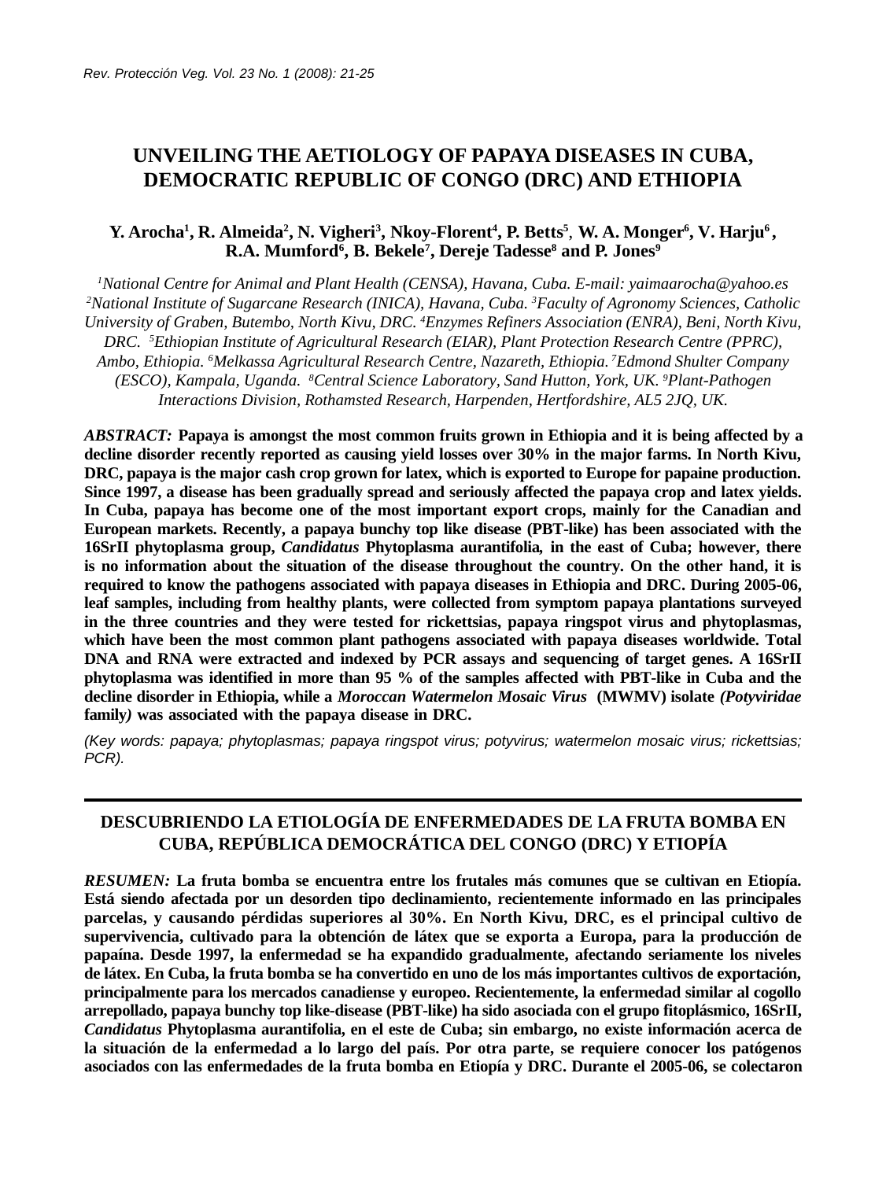# UNVEILING THE AETIOLOGY OF PAPAYA DISEASES IN CUBA, DEMOCRATIC REPUBLIC OF CONGO (DRC) AND ETHIOPIA

**Y. Arocha[1], R. Almeida[2], N. Vigheri[3], Nkoy-Florent[4], P. Betts[5], W. A. Monger[6], V. Harju[6], R.A. Mumford[6], B. Bekele[7], Dereje Tadesse[8] and P. Jones[9]**

*[1]National Centre for Animal and Plant Health (CENSA), Havana, Cuba. E-mail: yaimaarocha@yahoo.es [2]National Institute of Sugarcane Research (INICA), Havana, Cuba. [3]Faculty of Agronomy Sciences, Catholic University of Graben, Butembo, North Kivu, DRC. [4]Enzymes Refiners Association (ENRA), Beni, North Kivu, DRC. [5]Ethiopian Institute of Agricultural Research (EIAR), Plant Protection Research Centre (PPRC), Ambo, Ethiopia. [6]Melkassa Agricultural Research Centre, Nazareth, Ethiopia. [7]Edmond Shulter Company (ESCO), Kampala, Uganda. [8]Central Science Laboratory, Sand Hutton, York, UK. [9]Plant-Pathogen Interactions Division, Rothamsted Research, Harpenden, Hertfordshire, AL5 2JQ, UK.*

***ABSTRACT:*** **Papaya is amongst the most common fruits grown in Ethiopia and it is being affected by a decline disorder recently reported as causing yield losses over 30% in the major farms. In North Kivu, DRC, papaya is the major cash crop grown for latex, which is exported to Europe for papaine production. Since 1997, a disease has been gradually spread and seriously affected the papaya crop and latex yields. In Cuba, papaya has become one of the most important export crops, mainly for the Canadian and European markets. Recently, a papaya bunchy top like disease (PBT-like) has been associated with the 16SrII phytoplasma group, *Candidatus* Phytoplasma aurantifolia, in the east of Cuba; however, there is no information about the situation of the disease throughout the country. On the other hand, it is required to know the pathogens associated with papaya diseases in Ethiopia and DRC. During 2005-06, leaf samples, including from healthy plants, were collected from symptom papaya plantations surveyed in the three countries and they were tested for rickettsias, papaya ringspot virus and phytoplasmas, which have been the most common plant pathogens associated with papaya diseases worldwide. Total DNA and RNA were extracted and indexed by PCR assays and sequencing of target genes. A 16SrII phytoplasma was identified in more than 95 % of the samples affected with PBT-like in Cuba and the decline disorder in Ethiopia, while a *Moroccan Watermelon Mosaic Virus* (MWMV) isolate *(Potyviridae* family*)* was associated with the papaya disease in DRC.**

*(Key words: papaya; phytoplasmas; papaya ringspot virus; potyvirus; watermelon mosaic virus; rickettsias; PCR).*

---

# DESCUBRIENDO LA ETIOLOGÍA DE ENFERMEDADES DE LA FRUTA BOMBA EN CUBA, REPÚBLICA DEMOCRÁTICA DEL CONGO (DRC) Y ETIOPÍA

***RESUMEN:*** **La fruta bomba se encuentra entre los frutales más comunes que se cultivan en Etiopía. Está siendo afectada por un desorden tipo declinamiento, recientemente informado en las principales parcelas, y causando pérdidas superiores al 30%. En North Kivu, DRC, es el principal cultivo de supervivencia, cultivado para la obtención de látex que se exporta a Europa, para la producción de papaína. Desde 1997, la enfermedad se ha expandido gradualmente, afectando seriamente los niveles de látex. En Cuba, la fruta bomba se ha convertido en uno de los más importantes cultivos de exportación, principalmente para los mercados canadiense y europeo. Recientemente, la enfermedad similar al cogollo arrepollado, papaya bunchy top like-disease (PBT-like) ha sido asociada con el grupo fitoplásmico, 16SrII, *Candidatus* Phytoplasma aurantifolia, en el este de Cuba; sin embargo, no existe información acerca de la situación de la enfermedad a lo largo del país. Por otra parte, se requiere conocer los patógenos asociados con las enfermedades de la fruta bomba en Etiopía y DRC. Durante el 2005-06, se colectaron**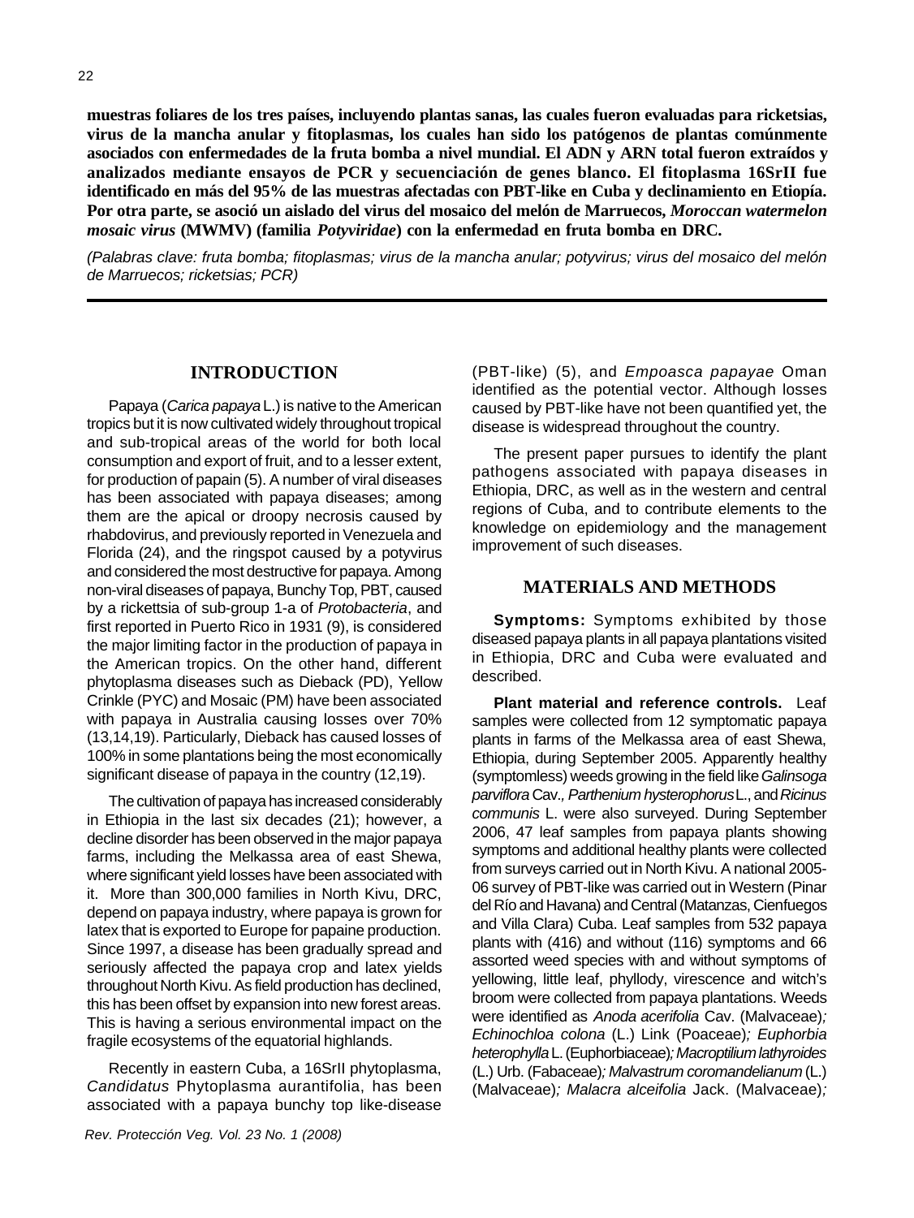**muestras foliares de los tres países, incluyendo plantas sanas, las cuales fueron evaluadas para ricketsias, virus de la mancha anular y fitoplasmas, los cuales han sido los patógenos de plantas comúnmente asociados con enfermedades de la fruta bomba a nivel mundial. El ADN y ARN total fueron extraídos y analizados mediante ensayos de PCR y secuenciación de genes blanco. El fitoplasma 16SrII fue identificado en más del 95% de las muestras afectadas con PBT-like en Cuba y declinamiento en Etiopía. Por otra parte, se asoció un aislado del virus del mosaico del melón de Marruecos, *Moroccan watermelon mosaic virus* (MWMV) (familia *Potyviridae*) con la enfermedad en fruta bomba en DRC.**

*(Palabras clave: fruta bomba; fitoplasmas; virus de la mancha anular; potyvirus; virus del mosaico del melón de Marruecos; ricketsias; PCR)*

---

## INTRODUCTION

Papaya (*Carica papaya* L.) is native to the American tropics but it is now cultivated widely throughout tropical and sub-tropical areas of the world for both local consumption and export of fruit, and to a lesser extent, for production of papain (5). A number of viral diseases has been associated with papaya diseases; among them are the apical or droopy necrosis caused by rhabdovirus, and previously reported in Venezuela and Florida (24), and the ringspot caused by a potyvirus and considered the most destructive for papaya. Among non-viral diseases of papaya, Bunchy Top, PBT, caused by a rickettsia of sub-group 1-a of *Protobacteria*, and first reported in Puerto Rico in 1931 (9), is considered the major limiting factor in the production of papaya in the American tropics. On the other hand, different phytoplasma diseases such as Dieback (PD), Yellow Crinkle (PYC) and Mosaic (PM) have been associated with papaya in Australia causing losses over 70% (13,14,19). Particularly, Dieback has caused losses of 100% in some plantations being the most economically significant disease of papaya in the country (12,19).

The cultivation of papaya has increased considerably in Ethiopia in the last six decades (21); however, a decline disorder has been observed in the major papaya farms, including the Melkassa area of east Shewa, where significant yield losses have been associated with it. More than 300,000 families in North Kivu, DRC, depend on papaya industry, where papaya is grown for latex that is exported to Europe for papaine production. Since 1997, a disease has been gradually spread and seriously affected the papaya crop and latex yields throughout North Kivu. As field production has declined, this has been offset by expansion into new forest areas. This is having a serious environmental impact on the fragile ecosystems of the equatorial highlands.

Recently in eastern Cuba, a 16SrII phytoplasma, *Candidatus* Phytoplasma aurantifolia, has been associated with a papaya bunchy top like-disease (PBT-like) (5), and *Empoasca papayae* Oman identified as the potential vector. Although losses caused by PBT-like have not been quantified yet, the disease is widespread throughout the country.

The present paper pursues to identify the plant pathogens associated with papaya diseases in Ethiopia, DRC, as well as in the western and central regions of Cuba, and to contribute elements to the knowledge on epidemiology and the management improvement of such diseases.

## MATERIALS AND METHODS

**Symptoms:** Symptoms exhibited by those diseased papaya plants in all papaya plantations visited in Ethiopia, DRC and Cuba were evaluated and described.

**Plant material and reference controls.** Leaf samples were collected from 12 symptomatic papaya plants in farms of the Melkassa area of east Shewa, Ethiopia, during September 2005. Apparently healthy (symptomless) weeds growing in the field like *Galinsoga parviflora* Cav., *Parthenium hysterophorus* L., and *Ricinus communis* L. were also surveyed. During September 2006, 47 leaf samples from papaya plants showing symptoms and additional healthy plants were collected from surveys carried out in North Kivu. A national 2005-06 survey of PBT-like was carried out in Western (Pinar del Río and Havana) and Central (Matanzas, Cienfuegos and Villa Clara) Cuba. Leaf samples from 532 papaya plants with (416) and without (116) symptoms and 66 assorted weed species with and without symptoms of yellowing, little leaf, phyllody, virescence and witch's broom were collected from papaya plantations. Weeds were identified as *Anoda acerifolia* Cav. (Malvaceae)*; Echinochloa colona* (L.) Link (Poaceae)*; Euphorbia heterophylla* L. (Euphorbiaceae)*; Macroptilium lathyroides* (L.) Urb. (Fabaceae)*; Malvastrum coromandelianum* (L.) (Malvaceae)*; Malacra alceifolia* Jack. (Malvaceae)*;*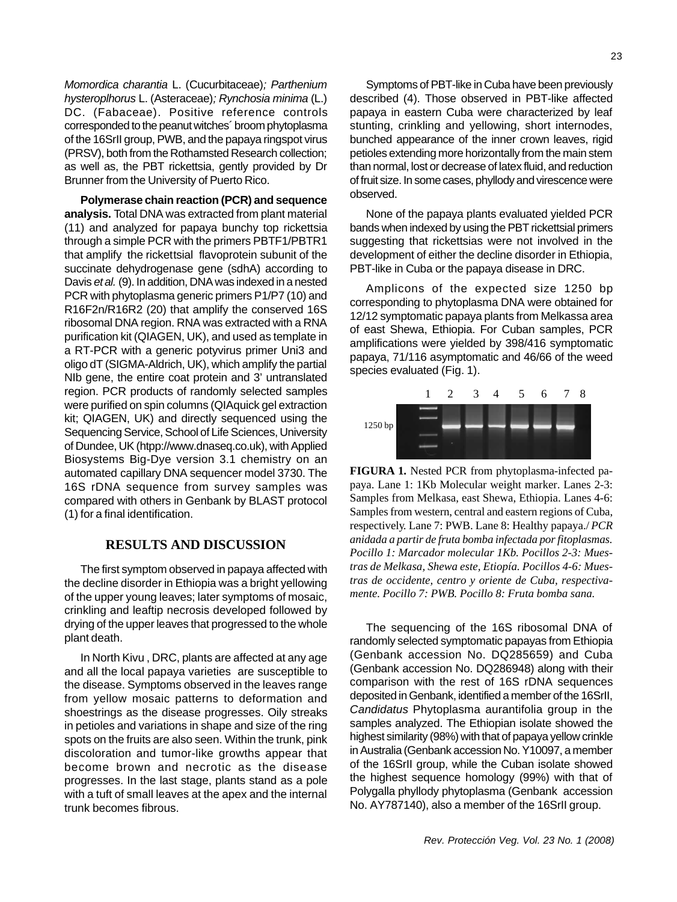*Momordica charantia* L. (Cucurbitaceae)*; Parthenium hysteroplhorus* L. (Asteraceae)*; Rynchosia minima* (L.) DC. (Fabaceae). Positive reference controls corresponded to the peanut witches´ broom phytoplasma of the 16SrII group, PWB, and the papaya ringspot virus (PRSV), both from the Rothamsted Research collection; as well as, the PBT rickettsia, gently provided by Dr Brunner from the University of Puerto Rico.

**Polymerase chain reaction (PCR) and sequence analysis.** Total DNA was extracted from plant material (11) and analyzed for papaya bunchy top rickettsia through a simple PCR with the primers PBTF1/PBTR1 that amplify the rickettsial flavoprotein subunit of the succinate dehydrogenase gene (sdhA) according to Davis *et al.* (9). In addition, DNA was indexed in a nested PCR with phytoplasma generic primers P1/P7 (10) and R16F2n/R16R2 (20) that amplify the conserved 16S ribosomal DNA region. RNA was extracted with a RNA purification kit (QIAGEN, UK), and used as template in a RT-PCR with a generic potyvirus primer Uni3 and oligo dT (SIGMA-Aldrich, UK), which amplify the partial NIb gene, the entire coat protein and 3' untranslated region. PCR products of randomly selected samples were purified on spin columns (QIAquick gel extraction kit; QIAGEN, UK) and directly sequenced using the Sequencing Service, School of Life Sciences, University of Dundee, UK (htpp://www.dnaseq.co.uk), with Applied Biosystems Big-Dye version 3.1 chemistry on an automated capillary DNA sequencer model 3730. The 16S rDNA sequence from survey samples was compared with others in Genbank by BLAST protocol (1) for a final identification.

## RESULTS AND DISCUSSION

The first symptom observed in papaya affected with the decline disorder in Ethiopia was a bright yellowing of the upper young leaves; later symptoms of mosaic, crinkling and leaftip necrosis developed followed by drying of the upper leaves that progressed to the whole plant death.

In North Kivu , DRC, plants are affected at any age and all the local papaya varieties are susceptible to the disease. Symptoms observed in the leaves range from yellow mosaic patterns to deformation and shoestrings as the disease progresses. Oily streaks in petioles and variations in shape and size of the ring spots on the fruits are also seen. Within the trunk, pink discoloration and tumor-like growths appear that become brown and necrotic as the disease progresses. In the last stage, plants stand as a pole with a tuft of small leaves at the apex and the internal trunk becomes fibrous.

Symptoms of PBT-like in Cuba have been previously described (4). Those observed in PBT-like affected papaya in eastern Cuba were characterized by leaf stunting, crinkling and yellowing, short internodes, bunched appearance of the inner crown leaves, rigid petioles extending more horizontally from the main stem than normal, lost or decrease of latex fluid, and reduction of fruit size. In some cases, phyllody and virescence were observed.

None of the papaya plants evaluated yielded PCR bands when indexed by using the PBT rickettsial primers suggesting that rickettsias were not involved in the development of either the decline disorder in Ethiopia, PBT-like in Cuba or the papaya disease in DRC.

Amplicons of the expected size 1250 bp corresponding to phytoplasma DNA were obtained for 12/12 symptomatic papaya plants from Melkassa area of east Shewa, Ethiopia. For Cuban samples, PCR amplifications were yielded by 398/416 symptomatic papaya, 71/116 asymptomatic and 46/66 of the weed species evaluated (Fig. 1).

**FIGURA 1.** Nested PCR from phytoplasma-infected papaya. Lane 1: 1Kb Molecular weight marker. Lanes 2-3: Samples from Melkasa, east Shewa, Ethiopia. Lanes 4-6: Samples from western, central and eastern regions of Cuba, respectively. Lane 7: PWB. Lane 8: Healthy papaya./ *PCR anidada a partir de fruta bomba infectada por fitoplasmas. Pocillo 1: Marcador molecular 1Kb. Pocillos 2-3: Muestras de Melkasa, Shewa este, Etiopía. Pocillos 4-6: Muestras de occidente, centro y oriente de Cuba, respectivamente. Pocillo 7: PWB. Pocillo 8: Fruta bomba sana.*

The sequencing of the 16S ribosomal DNA of randomly selected symptomatic papayas from Ethiopia (Genbank accession No. DQ285659) and Cuba (Genbank accession No. DQ286948) along with their comparison with the rest of 16S rDNA sequences deposited in Genbank, identified a member of the 16SrII, *Candidatus* Phytoplasma aurantifolia group in the samples analyzed. The Ethiopian isolate showed the highest similarity (98%) with that of papaya yellow crinkle in Australia (Genbank accession No. Y10097, a member of the 16SrII group, while the Cuban isolate showed the highest sequence homology (99%) with that of Polygalla phyllody phytoplasma (Genbank accession No. AY787140), also a member of the 16SrII group.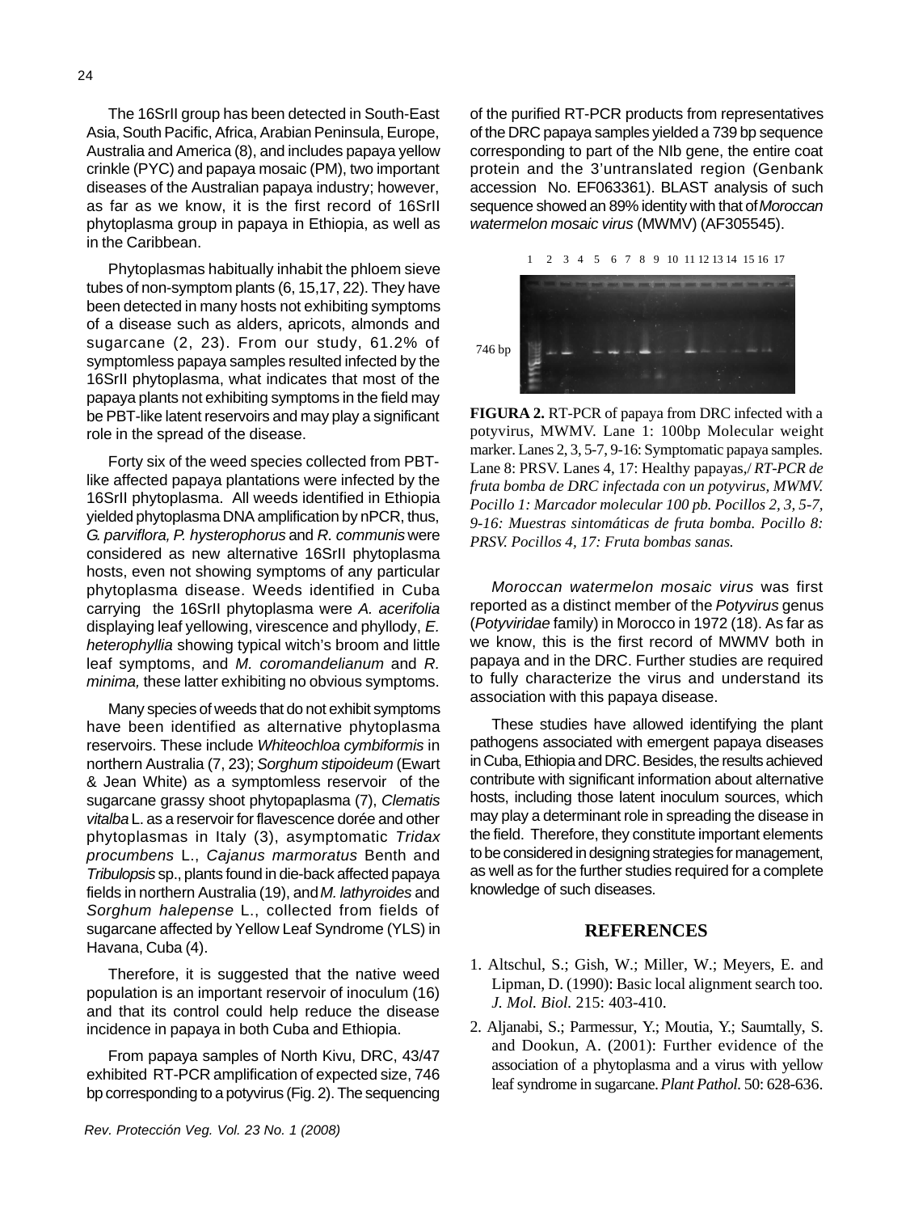The 16SrII group has been detected in South-East Asia, South Pacific, Africa, Arabian Peninsula, Europe, Australia and America (8), and includes papaya yellow crinkle (PYC) and papaya mosaic (PM), two important diseases of the Australian papaya industry; however, as far as we know, it is the first record of 16SrII phytoplasma group in papaya in Ethiopia, as well as in the Caribbean.

Phytoplasmas habitually inhabit the phloem sieve tubes of non-symptom plants (6, 15,17, 22). They have been detected in many hosts not exhibiting symptoms of a disease such as alders, apricots, almonds and sugarcane (2, 23). From our study, 61.2% of symptomless papaya samples resulted infected by the 16SrII phytoplasma, what indicates that most of the papaya plants not exhibiting symptoms in the field may be PBT-like latent reservoirs and may play a significant role in the spread of the disease.

Forty six of the weed species collected from PBT-like affected papaya plantations were infected by the 16SrII phytoplasma. All weeds identified in Ethiopia yielded phytoplasma DNA amplification by nPCR, thus, *G. parviflora, P. hysterophorus* and *R. communis* were considered as new alternative 16SrII phytoplasma hosts, even not showing symptoms of any particular phytoplasma disease. Weeds identified in Cuba carrying the 16SrII phytoplasma were *A. acerifolia* displaying leaf yellowing, virescence and phyllody, *E. heterophyllia* showing typical witch's broom and little leaf symptoms, and *M. coromandelianum* and *R. minima,* these latter exhibiting no obvious symptoms.

Many species of weeds that do not exhibit symptoms have been identified as alternative phytoplasma reservoirs. These include *Whiteochloa cymbiformis* in northern Australia (7, 23); *Sorghum stipoideum* (Ewart & Jean White) as a symptomless reservoir of the sugarcane grassy shoot phytopaplasma (7), *Clematis vitalba* L. as a reservoir for flavescence dorée and other phytoplasmas in Italy (3), asymptomatic *Tridax procumbens* L., *Cajanus marmoratus* Benth and *Tribulopsis* sp., plants found in die-back affected papaya fields in northern Australia (19), and *M. lathyroides* and *Sorghum halepense* L., collected from fields of sugarcane affected by Yellow Leaf Syndrome (YLS) in Havana, Cuba (4).

Therefore, it is suggested that the native weed population is an important reservoir of inoculum (16) and that its control could help reduce the disease incidence in papaya in both Cuba and Ethiopia.

From papaya samples of North Kivu, DRC, 43/47 exhibited RT-PCR amplification of expected size, 746 bp corresponding to a potyvirus (Fig. 2). The sequencing of the purified RT-PCR products from representatives of the DRC papaya samples yielded a 739 bp sequence corresponding to part of the NIb gene, the entire coat protein and the 3'untranslated region (Genbank accession No. EF063361). BLAST analysis of such sequence showed an 89% identity with that of *Moroccan watermelon mosaic virus* (MWMV) (AF305545).

**FIGURA 2.** RT-PCR of papaya from DRC infected with a potyvirus, MWMV. Lane 1: 100bp Molecular weight marker. Lanes 2, 3, 5-7, 9-16: Symptomatic papaya samples. Lane 8: PRSV. Lanes 4, 17: Healthy papayas,/ *RT-PCR de fruta bomba de DRC infectada con un potyvirus, MWMV. Pocillo 1: Marcador molecular 100 pb. Pocillos 2, 3, 5-7, 9-16: Muestras sintomáticas de fruta bomba. Pocillo 8: PRSV. Pocillos 4, 17: Fruta bombas sanas.*

*Moroccan watermelon mosaic virus* was first reported as a distinct member of the *Potyvirus* genus (*Potyviridae* family) in Morocco in 1972 (18). As far as we know, this is the first record of MWMV both in papaya and in the DRC. Further studies are required to fully characterize the virus and understand its association with this papaya disease.

These studies have allowed identifying the plant pathogens associated with emergent papaya diseases in Cuba, Ethiopia and DRC. Besides, the results achieved contribute with significant information about alternative hosts, including those latent inoculum sources, which may play a determinant role in spreading the disease in the field. Therefore, they constitute important elements to be considered in designing strategies for management, as well as for the further studies required for a complete knowledge of such diseases.

## REFERENCES

1. Altschul, S.; Gish, W.; Miller, W.; Meyers, E. and Lipman, D. (1990): Basic local alignment search too. *J. Mol. Biol.* 215: 403-410.
2. Aljanabi, S.; Parmessur, Y.; Moutia, Y.; Saumtally, S. and Dookun, A. (2001): Further evidence of the association of a phytoplasma and a virus with yellow leaf syndrome in sugarcane. *Plant Pathol.* 50: 628-636.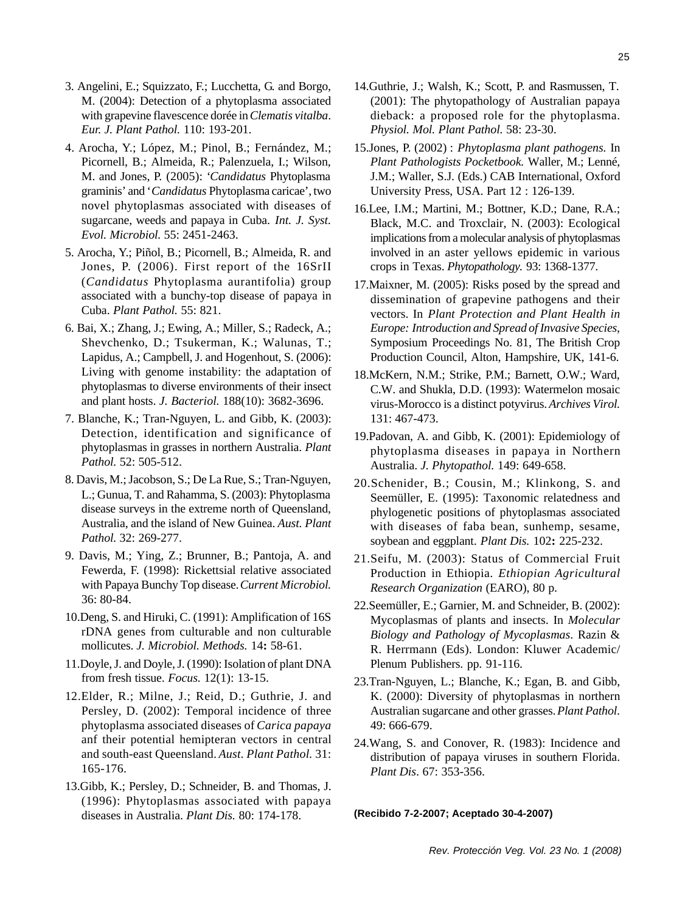3. Angelini, E.; Squizzato, F.; Lucchetta, G. and Borgo, M. (2004): Detection of a phytoplasma associated with grapevine flavescence dorée in *Clematis vitalba*. *Eur. J. Plant Pathol.* 110: 193-201.

4. Arocha, Y.; López, M.; Pinol, B.; Fernández, M.; Picornell, B.; Almeida, R.; Palenzuela, I.; Wilson, M. and Jones, P. (2005): '*Candidatus* Phytoplasma graminis' and '*Candidatus* Phytoplasma caricae', two novel phytoplasmas associated with diseases of sugarcane, weeds and papaya in Cuba. *Int. J. Syst. Evol. Microbiol.* 55: 2451-2463.

5. Arocha, Y.; Piñol, B.; Picornell, B.; Almeida, R. and Jones, P. (2006). First report of the 16SrII (*Candidatus* Phytoplasma aurantifolia) group associated with a bunchy-top disease of papaya in Cuba. *Plant Pathol.* 55: 821.

6. Bai, X.; Zhang, J.; Ewing, A.; Miller, S.; Radeck, A.; Shevchenko, D.; Tsukerman, K.; Walunas, T.; Lapidus, A.; Campbell, J. and Hogenhout, S. (2006): Living with genome instability: the adaptation of phytoplasmas to diverse environments of their insect and plant hosts. *J. Bacteriol.* 188(10): 3682-3696.

7. Blanche, K.; Tran-Nguyen, L. and Gibb, K. (2003): Detection, identification and significance of phytoplasmas in grasses in northern Australia. *Plant Pathol.* 52: 505-512.

8. Davis, M.; Jacobson, S.; De La Rue, S.; Tran-Nguyen, L.; Gunua, T. and Rahamma, S. (2003): Phytoplasma disease surveys in the extreme north of Queensland, Australia, and the island of New Guinea. *Aust. Plant Pathol.* 32: 269-277.

9. Davis, M.; Ying, Z.; Brunner, B.; Pantoja, A. and Fewerda, F. (1998): Rickettsial relative associated with Papaya Bunchy Top disease. *Current Microbiol.* 36: 80-84.

10. Deng, S. and Hiruki, C. (1991): Amplification of 16S rDNA genes from culturable and non culturable mollicutes. *J. Microbiol. Methods.* 14**:** 58-61.

11. Doyle, J. and Doyle, J. (1990): Isolation of plant DNA from fresh tissue. *Focus.* 12(1): 13-15.

12. Elder, R.; Milne, J.; Reid, D.; Guthrie, J. and Persley, D. (2002): Temporal incidence of three phytoplasma associated diseases of *Carica papaya* anf their potential hemipteran vectors in central and south-east Queensland. *Aust. Plant Pathol.* 31: 165-176.

13. Gibb, K.; Persley, D.; Schneider, B. and Thomas, J. (1996): Phytoplasmas associated with papaya diseases in Australia. *Plant Dis.* 80: 174-178.

14. Guthrie, J.; Walsh, K.; Scott, P. and Rasmussen, T. (2001): The phytopathology of Australian papaya dieback: a proposed role for the phytoplasma. *Physiol. Mol. Plant Pathol.* 58: 23-30.

15. Jones, P. (2002) : *Phytoplasma plant pathogens.* In *Plant Pathologists Pocketbook.* Waller, M.; Lenné, J.M.; Waller, S.J. (Eds.) CAB International, Oxford University Press, USA. Part 12 : 126-139.

16. Lee, I.M.; Martini, M.; Bottner, K.D.; Dane, R.A.; Black, M.C. and Troxclair, N. (2003): Ecological implications from a molecular analysis of phytoplasmas involved in an aster yellows epidemic in various crops in Texas. *Phytopathology.* 93: 1368-1377.

17. Maixner, M. (2005): Risks posed by the spread and dissemination of grapevine pathogens and their vectors. In *Plant Protection and Plant Health in Europe: Introduction and Spread of Invasive Species*, Symposium Proceedings No. 81, The British Crop Production Council, Alton, Hampshire, UK, 141-6.

18. McKern, N.M.; Strike, P.M.; Barnett, O.W.; Ward, C.W. and Shukla, D.D. (1993): Watermelon mosaic virus-Morocco is a distinct potyvirus. *Archives Virol.* 131: 467-473.

19. Padovan, A. and Gibb, K. (2001): Epidemiology of phytoplasma diseases in papaya in Northern Australia. *J. Phytopathol.* 149: 649-658.

20. Schenider, B.; Cousin, M.; Klinkong, S. and Seemüller, E. (1995): Taxonomic relatedness and phylogenetic positions of phytoplasmas associated with diseases of faba bean, sunhemp, sesame, soybean and eggplant. *Plant Dis.* 102**:** 225-232.

21. Seifu, M. (2003): Status of Commercial Fruit Production in Ethiopia. *Ethiopian Agricultural Research Organization* (EARO), 80 p.

22. Seemüller, E.; Garnier, M. and Schneider, B. (2002): Mycoplasmas of plants and insects. In *Molecular Biology and Pathology of Mycoplasmas*. Razin & R. Herrmann (Eds). London: Kluwer Academic/ Plenum Publishers. pp. 91-116.

23. Tran-Nguyen, L.; Blanche, K.; Egan, B. and Gibb, K. (2000): Diversity of phytoplasmas in northern Australian sugarcane and other grasses. *Plant Pathol.* 49: 666-679.

24. Wang, S. and Conover, R. (1983): Incidence and distribution of papaya viruses in southern Florida. *Plant Dis*. 67: 353-356.

**(Recibido 7-2-2007; Aceptado 30-4-2007)**